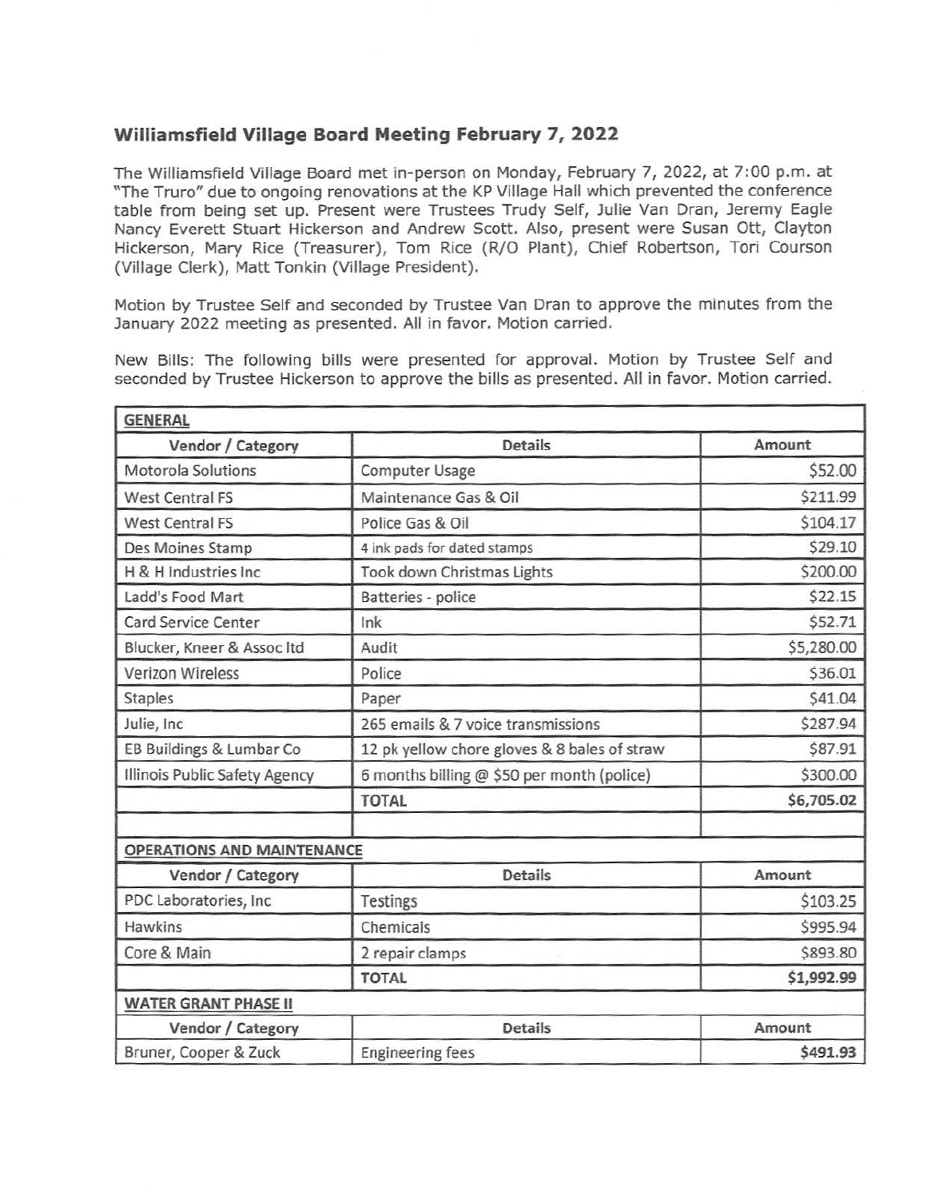## Williamsfield Village Board Meeting February 7, 2022

The Williamsfield Village Board met in-person on Monday, February 7, 2022, at 7:00 p.m. at "The Truro" due to ongoing renovations at the KP Village Hall which prevented the conference table from being set up. Present were Trustees Trudy Self, Julie Van Dran, Jeremy Eagle Nancy Everett Stuart Hickerson and Andrew Scott. Also, present were Susan Ott, Clayton Hickerson, Mary Rice (Treasurer), Tom Rice (R/O Plant), Chief Robertson, Tori Courson (Village Clerk), Matt Tonkin (Village President).

Motion by Trustee Self and seconded by Trustee Van Dran to approve the minutes from the January 2022 meeting as presented. All in favor. Motion carried.

New Bills: The following bills were presented for approval. Motion by Trustee Self and seconded by Trustee Hickerson to approve the bills as presented. All in favor. Motion carried.

| **GENERAL** | | |
|---|---|---|
| **Vendor / Category** | **Details** | **Amount** |
| Motorola Solutions | Computer Usage | $52.00 |
| West Central FS | Maintenance Gas & Oil | $211.99 |
| West Central FS | Police Gas & Oil | $104.17 |
| Des Moines Stamp | 4 ink pads for dated stamps | $29.10 |
| H & H Industries Inc | Took down Christmas Lights | $200.00 |
| Ladd's Food Mart | Batteries - police | $22.15 |
| Card Service Center | Ink | $52.71 |
| Blucker, Kneer & Assoc ltd | Audit | $5,280.00 |
| Verizon Wireless | Police | $36.01 |
| Staples | Paper | $41.04 |
| Julie, Inc | 265 emails & 7 voice transmissions | $287.94 |
| EB Buildings & Lumbar Co | 12 pk yellow chore gloves & 8 bales of straw | $87.91 |
| Illinois Public Safety Agency | 6 months billing @ $50 per month (police) | $300.00 |
| | **TOTAL** | **$6,705.02** |

| **OPERATIONS AND MAINTENANCE** | | |
|---|---|---|
| **Vendor / Category** | **Details** | **Amount** |
| PDC Laboratories, Inc | Testings | $103.25 |
| Hawkins | Chemicals | $995.94 |
| Core & Main | 2 repair clamps | $893.80 |
| | **TOTAL** | **$1,992.99** |

| **WATER GRANT PHASE II** | | |
|---|---|---|
| **Vendor / Category** | **Details** | **Amount** |
| Bruner, Cooper & Zuck | Engineering fees | **$491.93** |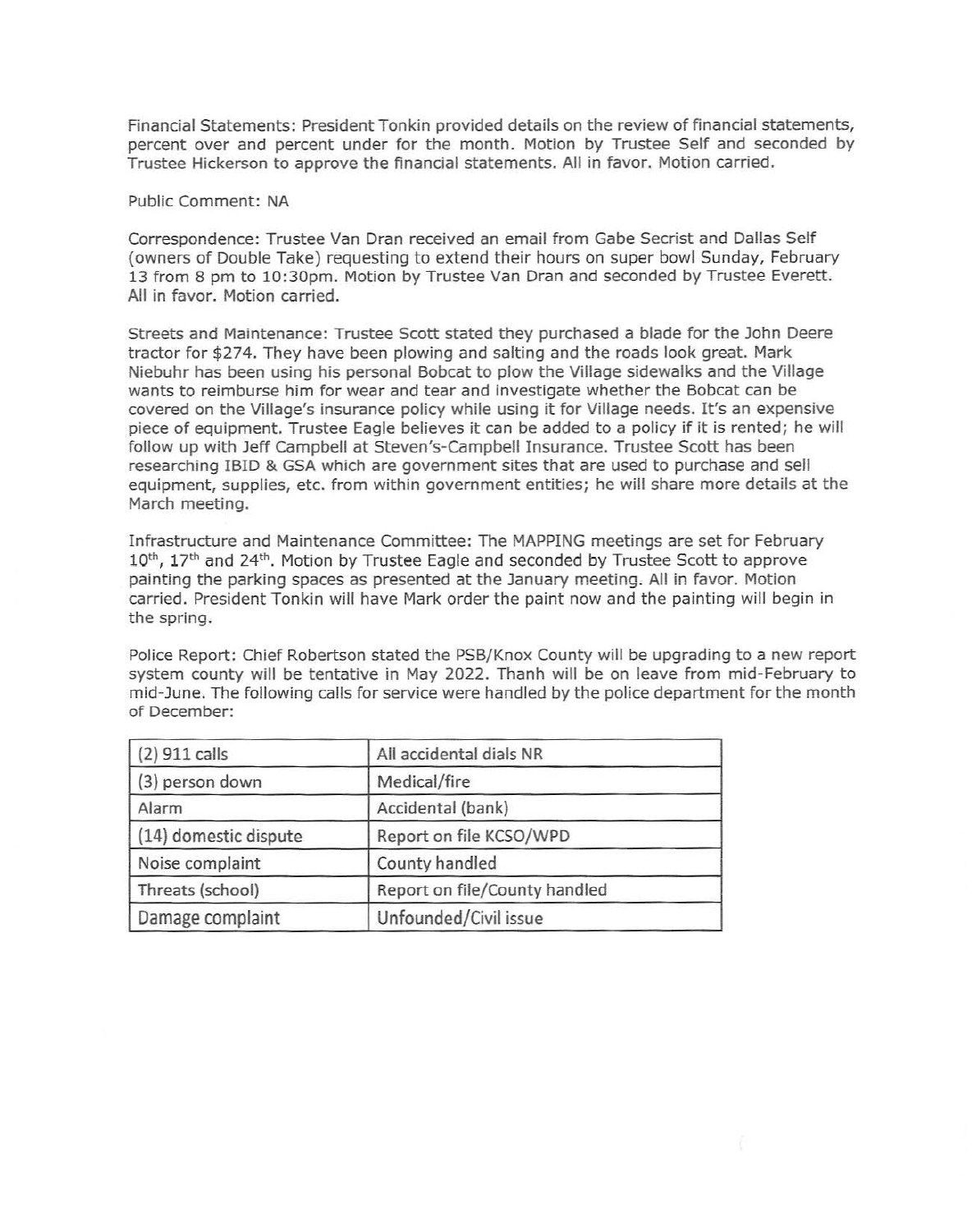Financial Statements: President Tonkin provided details on the review of financial statements, percent over and percent under for the month. Motion by Trustee Self and seconded by Trustee Hickerson to approve the financial statements. All in favor. Motion carried.

Public Comment: NA

Correspondence: Trustee Van Dran received an email from Gabe Secrist and Dallas Self (owners of Double Take) requesting to extend their hours on super bowl Sunday, February 13 from 8 pm to 10:30pm. Motion by Trustee Van Dran and seconded by Trustee Everett. All in favor. Motion carried.

Streets and Maintenance: Trustee Scott stated they purchased a blade for the John Deere tractor for $274. They have been plowing and salting and the roads look great. Mark Niebuhr has been using his personal Bobcat to plow the Village sidewalks and the Village wants to reimburse him for wear and tear and investigate whether the Bobcat can be covered on the Village's insurance policy while using it for Village needs. It's an expensive piece of equipment. Trustee Eagle believes it can be added to a policy if it is rented; he will follow up with Jeff Campbell at Steven's-Campbell Insurance. Trustee Scott has been researching IBID & GSA which are government sites that are used to purchase and sell equipment, supplies, etc. from within government entities; he will share more details at the March meeting.

Infrastructure and Maintenance Committee: The MAPPING meetings are set for February 10th, 17th and 24th. Motion by Trustee Eagle and seconded by Trustee Scott to approve painting the parking spaces as presented at the January meeting. All in favor. Motion carried. President Tonkin will have Mark order the paint now and the painting will begin in the spring.

Police Report: Chief Robertson stated the PSB/Knox County will be upgrading to a new report system county will be tentative in May 2022. Thanh will be on leave from mid-February to mid-June. The following calls for service were handled by the police department for the month of December:

| (2) 911 calls | All accidental dials NR |
|---|---|
| (3) person down | Medical/fire |
| Alarm | Accidental (bank) |
| (14) domestic dispute | Report on file KCSO/WPD |
| Noise complaint | County handled |
| Threats (school) | Report on file/County handled |
| Damage complaint | Unfounded/Civil issue |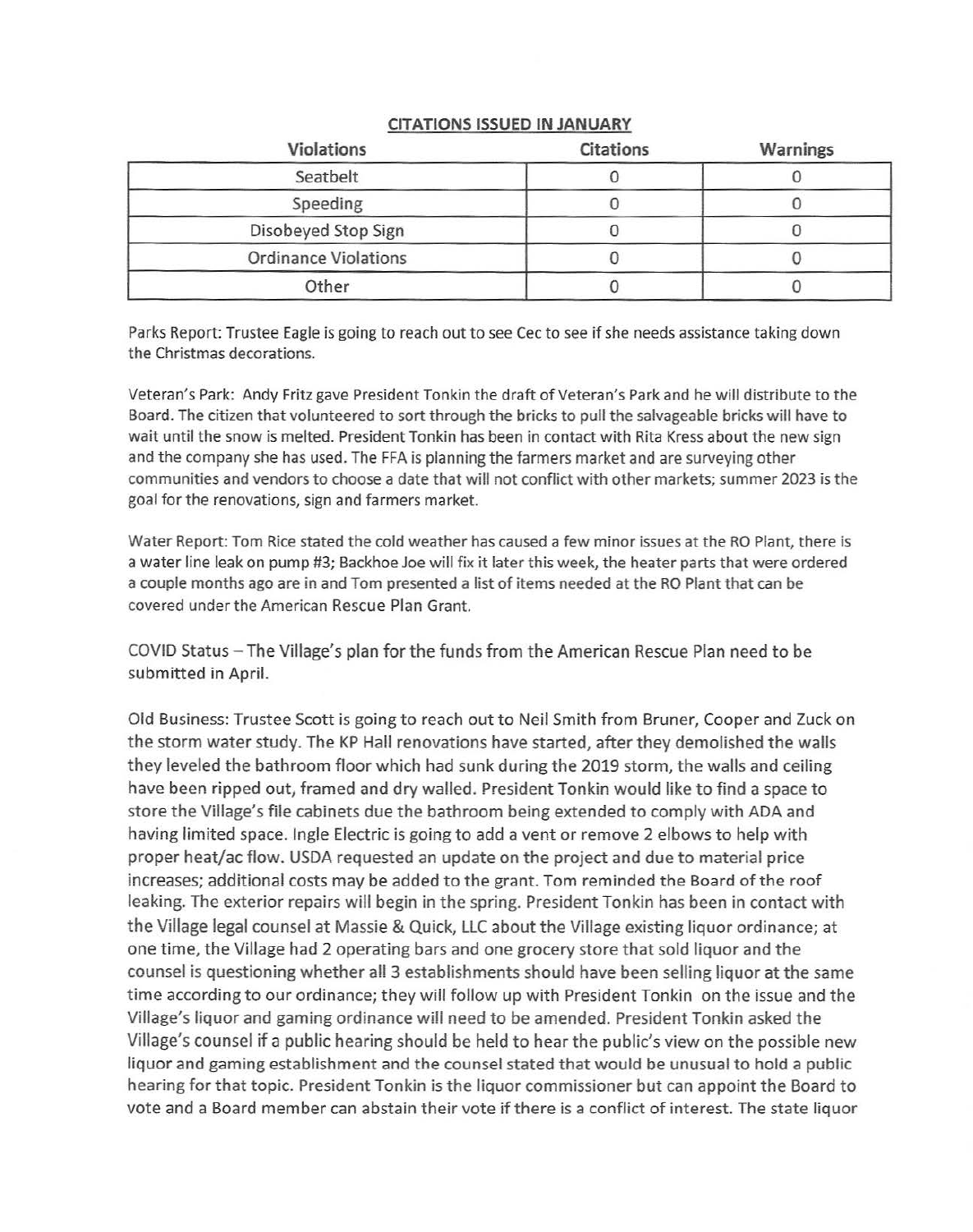**CITATIONS ISSUED IN JANUARY**

| Violations | Citations | Warnings |
|---|---|---|
| Seatbelt | 0 | 0 |
| Speeding | 0 | 0 |
| Disobeyed Stop Sign | 0 | 0 |
| Ordinance Violations | 0 | 0 |
| Other | 0 | 0 |

Parks Report: Trustee Eagle is going to reach out to see Cec to see if she needs assistance taking down the Christmas decorations.

Veteran's Park: Andy Fritz gave President Tonkin the draft of Veteran's Park and he will distribute to the Board. The citizen that volunteered to sort through the bricks to pull the salvageable bricks will have to wait until the snow is melted. President Tonkin has been in contact with Rita Kress about the new sign and the company she has used. The FFA is planning the farmers market and are surveying other communities and vendors to choose a date that will not conflict with other markets; summer 2023 is the goal for the renovations, sign and farmers market.

Water Report: Tom Rice stated the cold weather has caused a few minor issues at the RO Plant, there is a water line leak on pump #3; Backhoe Joe will fix it later this week, the heater parts that were ordered a couple months ago are in and Tom presented a list of items needed at the RO Plant that can be covered under the American Rescue Plan Grant.

COVID Status – The Village's plan for the funds from the American Rescue Plan need to be submitted in April.

Old Business: Trustee Scott is going to reach out to Neil Smith from Bruner, Cooper and Zuck on the storm water study. The KP Hall renovations have started, after they demolished the walls they leveled the bathroom floor which had sunk during the 2019 storm, the walls and ceiling have been ripped out, framed and dry walled. President Tonkin would like to find a space to store the Village's file cabinets due the bathroom being extended to comply with ADA and having limited space. Ingle Electric is going to add a vent or remove 2 elbows to help with proper heat/ac flow. USDA requested an update on the project and due to material price increases; additional costs may be added to the grant. Tom reminded the Board of the roof leaking. The exterior repairs will begin in the spring. President Tonkin has been in contact with the Village legal counsel at Massie & Quick, LLC about the Village existing liquor ordinance; at one time, the Village had 2 operating bars and one grocery store that sold liquor and the counsel is questioning whether all 3 establishments should have been selling liquor at the same time according to our ordinance; they will follow up with President Tonkin on the issue and the Village's liquor and gaming ordinance will need to be amended. President Tonkin asked the Village's counsel if a public hearing should be held to hear the public's view on the possible new liquor and gaming establishment and the counsel stated that would be unusual to hold a public hearing for that topic. President Tonkin is the liquor commissioner but can appoint the Board to vote and a Board member can abstain their vote if there is a conflict of interest. The state liquor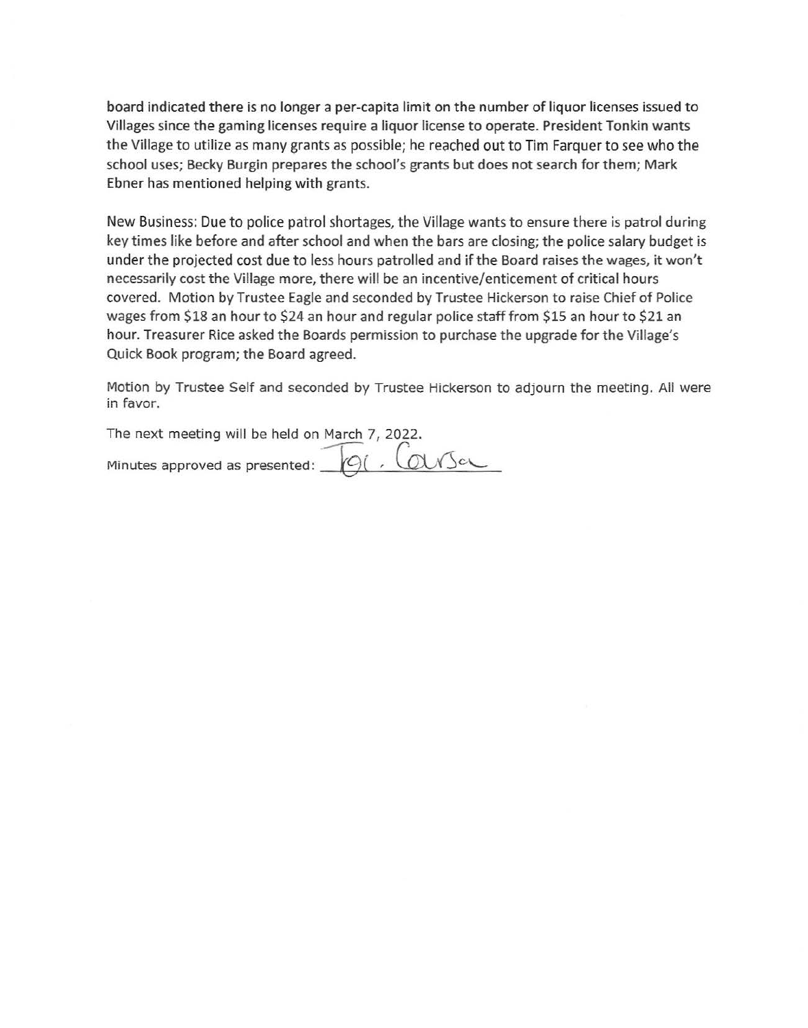board indicated there is no longer a per-capita limit on the number of liquor licenses issued to Villages since the gaming licenses require a liquor license to operate. President Tonkin wants the Village to utilize as many grants as possible; he reached out to Tim Farquer to see who the school uses; Becky Burgin prepares the school's grants but does not search for them; Mark Ebner has mentioned helping with grants.

New Business: Due to police patrol shortages, the Village wants to ensure there is patrol during key times like before and after school and when the bars are closing; the police salary budget is under the projected cost due to less hours patrolled and if the Board raises the wages, it won't necessarily cost the Village more, there will be an incentive/enticement of critical hours covered. Motion by Trustee Eagle and seconded by Trustee Hickerson to raise Chief of Police wages from $18 an hour to $24 an hour and regular police staff from $15 an hour to $21 an hour. Treasurer Rice asked the Boards permission to purchase the upgrade for the Village's Quick Book program; the Board agreed.

Motion by Trustee Self and seconded by Trustee Hickerson to adjourn the meeting. All were in favor.

The next meeting will be held on March 7, 2022.

Minutes approved as presented: Tol. Coursa